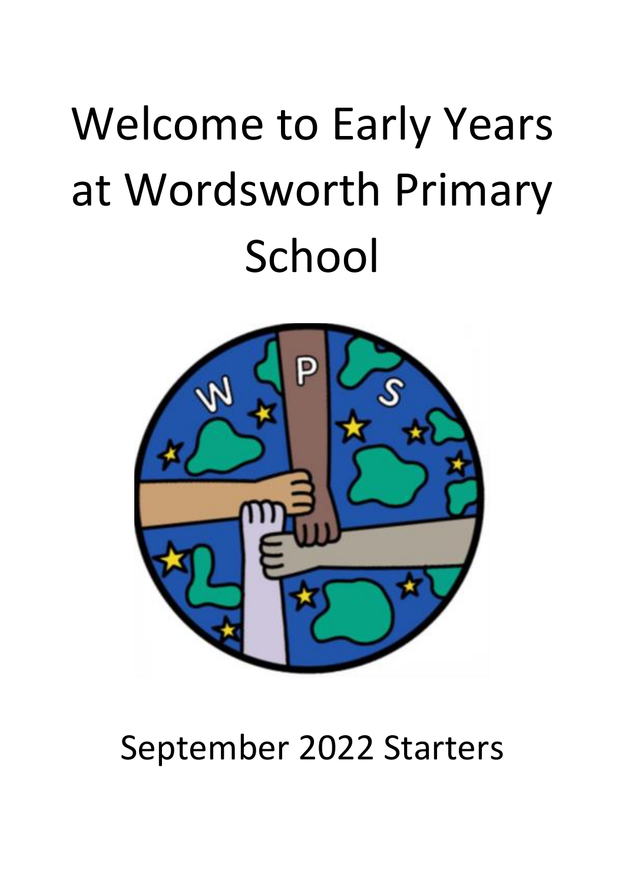# Welcome to Early Years at Wordsworth Primary School

September 2022 Starters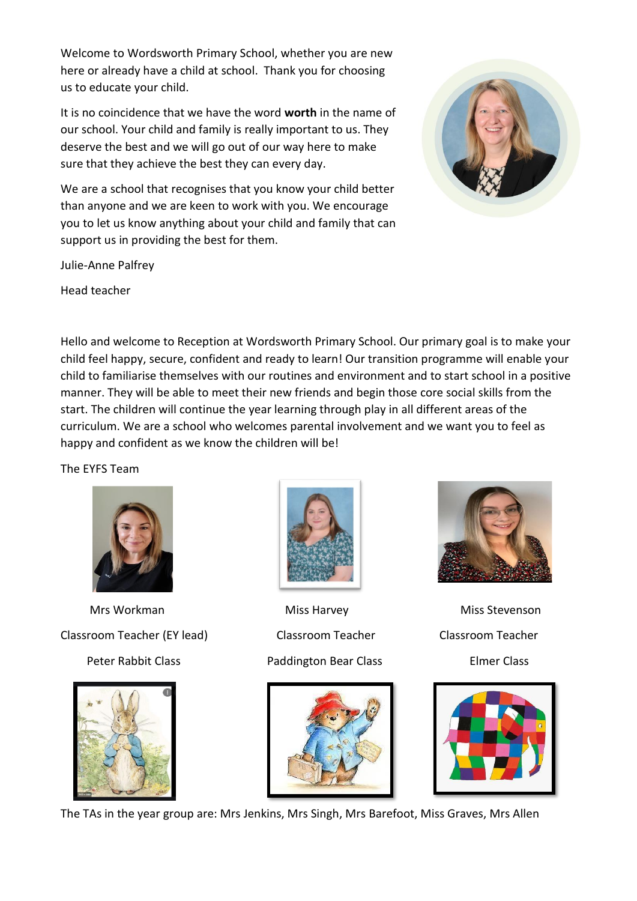Welcome to Wordsworth Primary School, whether you are new here or already have a child at school. Thank you for choosing us to educate your child.

It is no coincidence that we have the word **worth** in the name of our school. Your child and family is really important to us. They deserve the best and we will go out of our way here to make sure that they achieve the best they can every day.

We are a school that recognises that you know your child better than anyone and we are keen to work with you. We encourage you to let us know anything about your child and family that can support us in providing the best for them.

Julie-Anne Palfrey

Head teacher

Hello and welcome to Reception at Wordsworth Primary School. Our primary goal is to make your child feel happy, secure, confident and ready to learn! Our transition programme will enable your child to familiarise themselves with our routines and environment and to start school in a positive manner. They will be able to meet their new friends and begin those core social skills from the start. The children will continue the year learning through play in all different areas of the curriculum. We are a school who welcomes parental involvement and we want you to feel as happy and confident as we know the children will be!

The EYFS Team

Mrs Workman

Classroom Teacher (EY lead)

Peter Rabbit Class

Miss Harvey

Classroom Teacher

Paddington Bear Class

Miss Stevenson

Classroom Teacher

Elmer Class

The TAs in the year group are: Mrs Jenkins, Mrs Singh, Mrs Barefoot, Miss Graves, Mrs Allen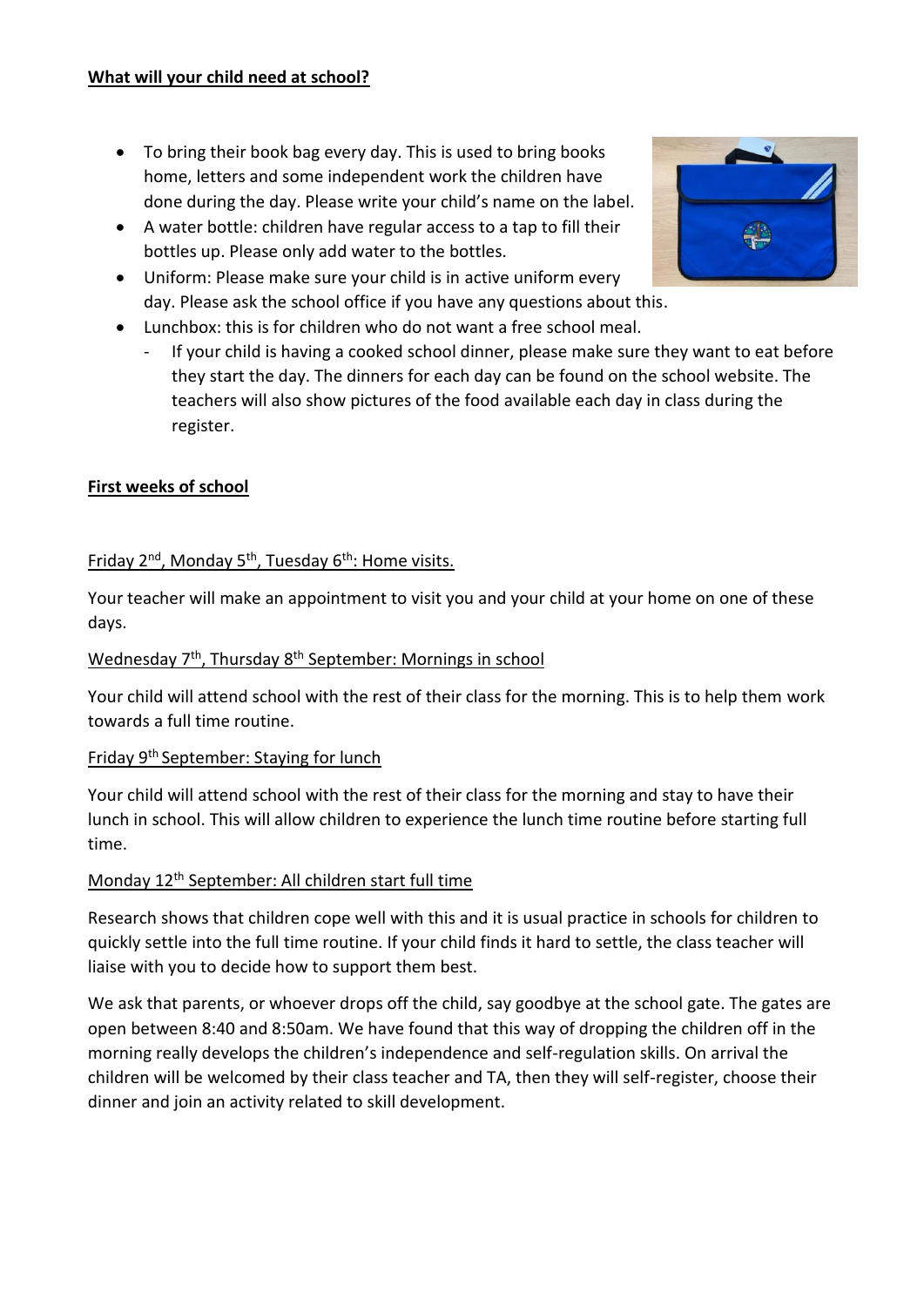**What will your child need at school?**

- To bring their book bag every day. This is used to bring books home, letters and some independent work the children have done during the day. Please write your child's name on the label.
- A water bottle: children have regular access to a tap to fill their bottles up. Please only add water to the bottles.
- Uniform: Please make sure your child is in active uniform every day. Please ask the school office if you have any questions about this.
- Lunchbox: this is for children who do not want a free school meal.
  - If your child is having a cooked school dinner, please make sure they want to eat before they start the day. The dinners for each day can be found on the school website. The teachers will also show pictures of the food available each day in class during the register.

**First weeks of school**

Friday 2nd, Monday 5th, Tuesday 6th: Home visits.

Your teacher will make an appointment to visit you and your child at your home on one of these days.

Wednesday 7th, Thursday 8th September: Mornings in school

Your child will attend school with the rest of their class for the morning. This is to help them work towards a full time routine.

Friday 9th September: Staying for lunch

Your child will attend school with the rest of their class for the morning and stay to have their lunch in school. This will allow children to experience the lunch time routine before starting full time.

Monday 12th September: All children start full time

Research shows that children cope well with this and it is usual practice in schools for children to quickly settle into the full time routine. If your child finds it hard to settle, the class teacher will liaise with you to decide how to support them best.

We ask that parents, or whoever drops off the child, say goodbye at the school gate. The gates are open between 8:40 and 8:50am. We have found that this way of dropping the children off in the morning really develops the children's independence and self-regulation skills. On arrival the children will be welcomed by their class teacher and TA, then they will self-register, choose their dinner and join an activity related to skill development.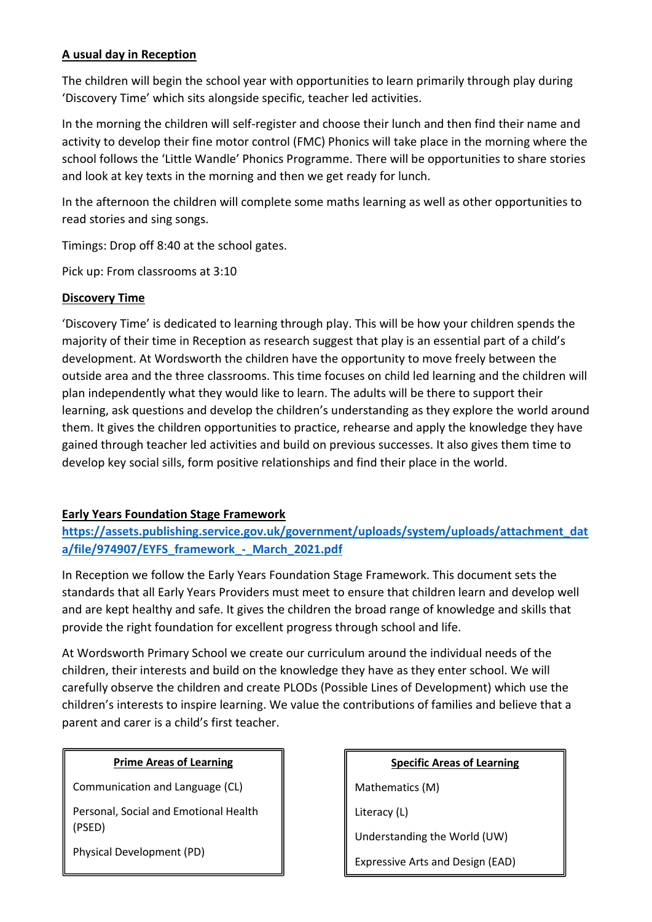**A usual day in Reception**

The children will begin the school year with opportunities to learn primarily through play during 'Discovery Time' which sits alongside specific, teacher led activities.

In the morning the children will self-register and choose their lunch and then find their name and activity to develop their fine motor control (FMC) Phonics will take place in the morning where the school follows the 'Little Wandle' Phonics Programme. There will be opportunities to share stories and look at key texts in the morning and then we get ready for lunch.

In the afternoon the children will complete some maths learning as well as other opportunities to read stories and sing songs.

Timings: Drop off 8:40 at the school gates.

Pick up: From classrooms at 3:10

**Discovery Time**

'Discovery Time' is dedicated to learning through play. This will be how your children spends the majority of their time in Reception as research suggest that play is an essential part of a child's development. At Wordsworth the children have the opportunity to move freely between the outside area and the three classrooms. This time focuses on child led learning and the children will plan independently what they would like to learn. The adults will be there to support their learning, ask questions and develop the children's understanding as they explore the world around them. It gives the children opportunities to practice, rehearse and apply the knowledge they have gained through teacher led activities and build on previous successes. It also gives them time to develop key social sills, form positive relationships and find their place in the world.

**Early Years Foundation Stage Framework**

https://assets.publishing.service.gov.uk/government/uploads/system/uploads/attachment_data/file/974907/EYFS_framework_-_March_2021.pdf

In Reception we follow the Early Years Foundation Stage Framework. This document sets the standards that all Early Years Providers must meet to ensure that children learn and develop well and are kept healthy and safe. It gives the children the broad range of knowledge and skills that provide the right foundation for excellent progress through school and life.

At Wordsworth Primary School we create our curriculum around the individual needs of the children, their interests and build on the knowledge they have as they enter school. We will carefully observe the children and create PLODs (Possible Lines of Development) which use the children's interests to inspire learning. We value the contributions of families and believe that a parent and carer is a child's first teacher.

| Prime Areas of Learning |
| --- |
| Communication and Language (CL) |
| Personal, Social and Emotional Health (PSED) |
| Physical Development (PD) |

| Specific Areas of Learning |
| --- |
| Mathematics (M) |
| Literacy (L) |
| Understanding the World (UW) |
| Expressive Arts and Design (EAD) |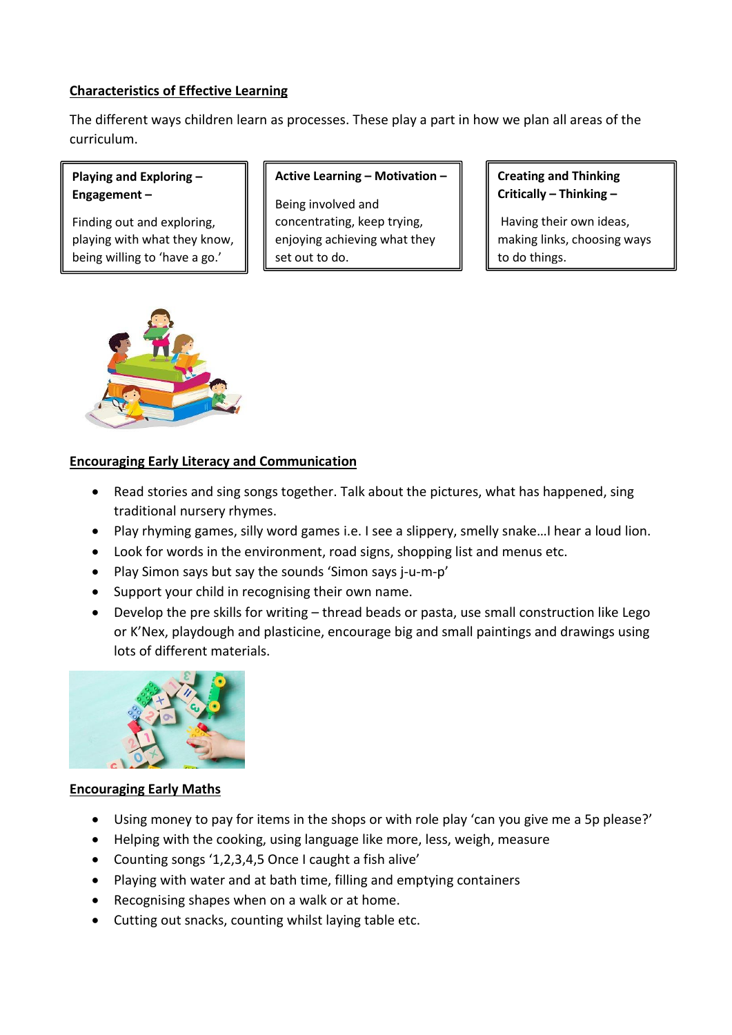## Characteristics of Effective Learning

The different ways children learn as processes. These play a part in how we plan all areas of the curriculum.

| Playing and Exploring – Engagement – | Active Learning – Motivation – | Creating and Thinking Critically – Thinking – |
|---|---|---|
| Finding out and exploring, playing with what they know, being willing to 'have a go.' | Being involved and concentrating, keep trying, enjoying achieving what they set out to do. | Having their own ideas, making links, choosing ways to do things. |

## Encouraging Early Literacy and Communication

- Read stories and sing songs together. Talk about the pictures, what has happened, sing traditional nursery rhymes.
- Play rhyming games, silly word games i.e. I see a slippery, smelly snake…I hear a loud lion.
- Look for words in the environment, road signs, shopping list and menus etc.
- Play Simon says but say the sounds 'Simon says j-u-m-p'
- Support your child in recognising their own name.
- Develop the pre skills for writing – thread beads or pasta, use small construction like Lego or K'Nex, playdough and plasticine, encourage big and small paintings and drawings using lots of different materials.

## Encouraging Early Maths

- Using money to pay for items in the shops or with role play 'can you give me a 5p please?'
- Helping with the cooking, using language like more, less, weigh, measure
- Counting songs '1,2,3,4,5 Once I caught a fish alive'
- Playing with water and at bath time, filling and emptying containers
- Recognising shapes when on a walk or at home.
- Cutting out snacks, counting whilst laying table etc.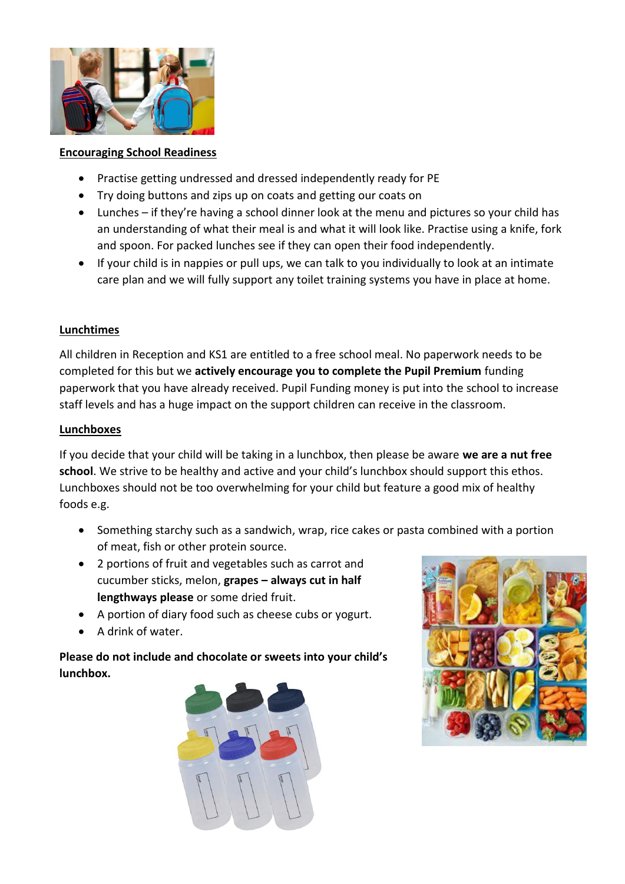**Encouraging School Readiness**

- Practise getting undressed and dressed independently ready for PE
- Try doing buttons and zips up on coats and getting our coats on
- Lunches – if they're having a school dinner look at the menu and pictures so your child has an understanding of what their meal is and what it will look like. Practise using a knife, fork and spoon. For packed lunches see if they can open their food independently.
- If your child is in nappies or pull ups, we can talk to you individually to look at an intimate care plan and we will fully support any toilet training systems you have in place at home.

**Lunchtimes**

All children in Reception and KS1 are entitled to a free school meal. No paperwork needs to be completed for this but we **actively encourage you to complete the Pupil Premium** funding paperwork that you have already received. Pupil Funding money is put into the school to increase staff levels and has a huge impact on the support children can receive in the classroom.

**Lunchboxes**

If you decide that your child will be taking in a lunchbox, then please be aware **we are a nut free school**. We strive to be healthy and active and your child's lunchbox should support this ethos. Lunchboxes should not be too overwhelming for your child but feature a good mix of healthy foods e.g.

- Something starchy such as a sandwich, wrap, rice cakes or pasta combined with a portion of meat, fish or other protein source.
- 2 portions of fruit and vegetables such as carrot and cucumber sticks, melon, **grapes – always cut in half lengthways please** or some dried fruit.
- A portion of diary food such as cheese cubs or yogurt.
- A drink of water.

**Please do not include and chocolate or sweets into your child's lunchbox.**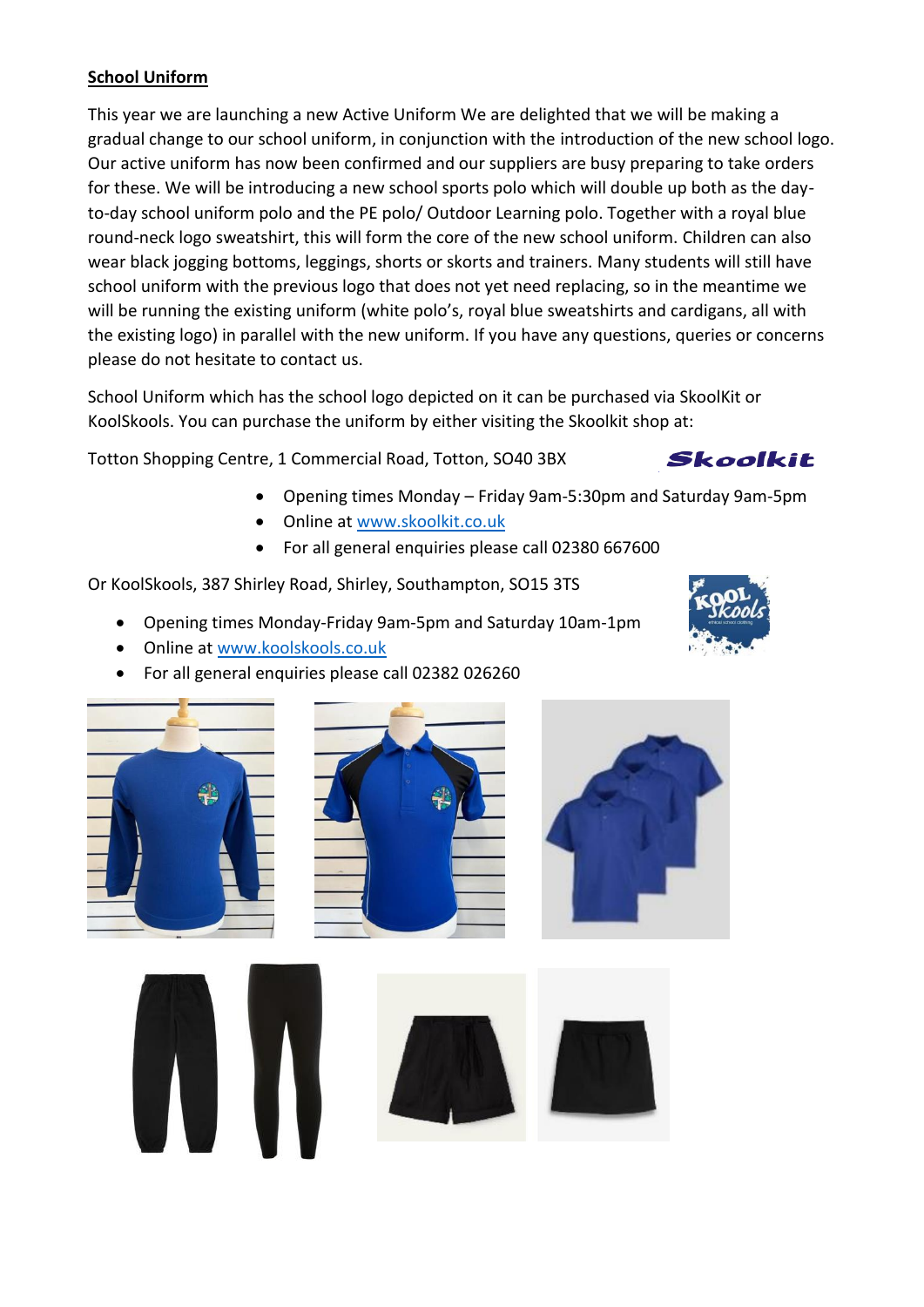**School Uniform**

This year we are launching a new Active Uniform We are delighted that we will be making a gradual change to our school uniform, in conjunction with the introduction of the new school logo. Our active uniform has now been confirmed and our suppliers are busy preparing to take orders for these. We will be introducing a new school sports polo which will double up both as the day-to-day school uniform polo and the PE polo/ Outdoor Learning polo. Together with a royal blue round-neck logo sweatshirt, this will form the core of the new school uniform. Children can also wear black jogging bottoms, leggings, shorts or skorts and trainers. Many students will still have school uniform with the previous logo that does not yet need replacing, so in the meantime we will be running the existing uniform (white polo's, royal blue sweatshirts and cardigans, all with the existing logo) in parallel with the new uniform. If you have any questions, queries or concerns please do not hesitate to contact us.

School Uniform which has the school logo depicted on it can be purchased via SkoolKit or KoolSkools. You can purchase the uniform by either visiting the Skoolkit shop at:

Totton Shopping Centre, 1 Commercial Road, Totton, SO40 3BX

- Opening times Monday – Friday 9am-5:30pm and Saturday 9am-5pm
- Online at [www.skoolkit.co.uk](http://www.skoolkit.co.uk)
- For all general enquiries please call 02380 667600

Or KoolSkools, 387 Shirley Road, Shirley, Southampton, SO15 3TS

- Opening times Monday-Friday 9am-5pm and Saturday 10am-1pm
- Online at [www.koolskools.co.uk](http://www.koolskools.co.uk)
- For all general enquiries please call 02382 026260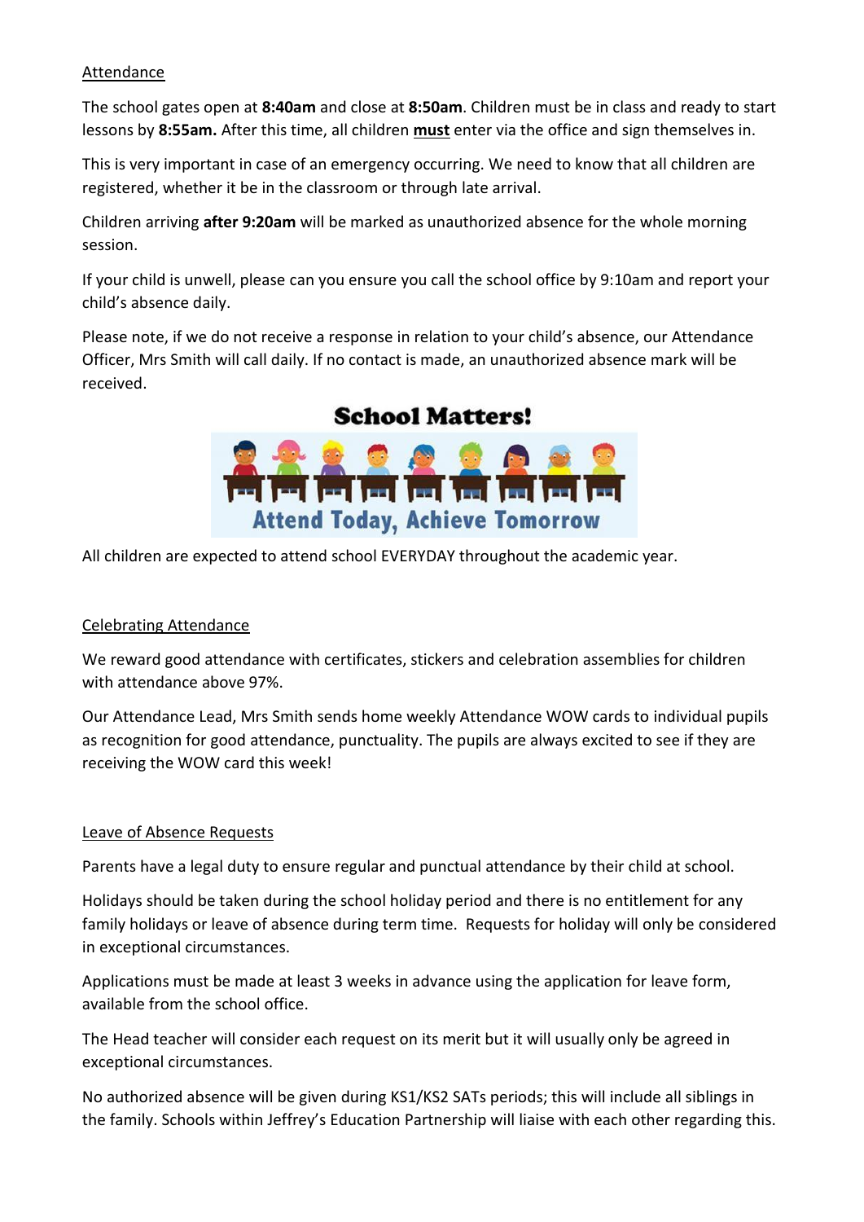## Attendance

The school gates open at **8:40am** and close at **8:50am**. Children must be in class and ready to start lessons by **8:55am.** After this time, all children **must** enter via the office and sign themselves in.

This is very important in case of an emergency occurring. We need to know that all children are registered, whether it be in the classroom or through late arrival.

Children arriving **after 9:20am** will be marked as unauthorized absence for the whole morning session.

If your child is unwell, please can you ensure you call the school office by 9:10am and report your child's absence daily.

Please note, if we do not receive a response in relation to your child's absence, our Attendance Officer, Mrs Smith will call daily. If no contact is made, an unauthorized absence mark will be received.

**School Matters!**

Attend Today, Achieve Tomorrow

All children are expected to attend school EVERYDAY throughout the academic year.

## Celebrating Attendance

We reward good attendance with certificates, stickers and celebration assemblies for children with attendance above 97%.

Our Attendance Lead, Mrs Smith sends home weekly Attendance WOW cards to individual pupils as recognition for good attendance, punctuality. The pupils are always excited to see if they are receiving the WOW card this week!

## Leave of Absence Requests

Parents have a legal duty to ensure regular and punctual attendance by their child at school.

Holidays should be taken during the school holiday period and there is no entitlement for any family holidays or leave of absence during term time. Requests for holiday will only be considered in exceptional circumstances.

Applications must be made at least 3 weeks in advance using the application for leave form, available from the school office.

The Head teacher will consider each request on its merit but it will usually only be agreed in exceptional circumstances.

No authorized absence will be given during KS1/KS2 SATs periods; this will include all siblings in the family. Schools within Jeffrey's Education Partnership will liaise with each other regarding this.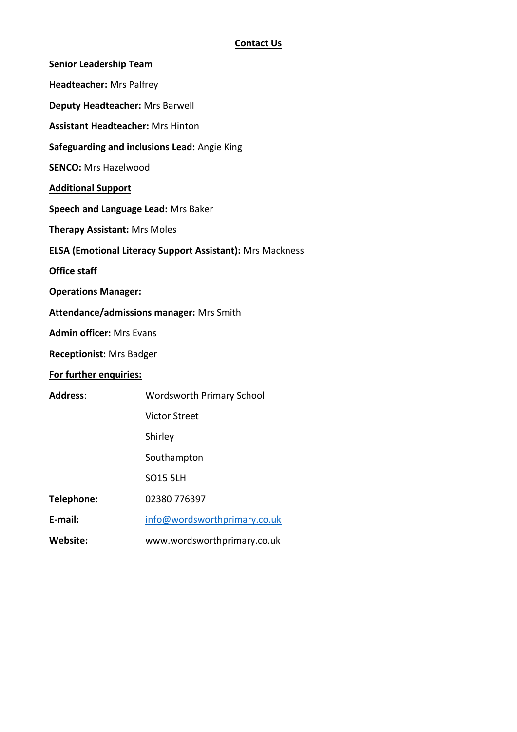# Contact Us

## Senior Leadership Team

**Headteacher:** Mrs Palfrey

**Deputy Headteacher:** Mrs Barwell

**Assistant Headteacher:** Mrs Hinton

**Safeguarding and inclusions Lead:** Angie King

**SENCO:** Mrs Hazelwood

## Additional Support

**Speech and Language Lead:** Mrs Baker

**Therapy Assistant:** Mrs Moles

**ELSA (Emotional Literacy Support Assistant):** Mrs Mackness

## Office staff

**Operations Manager:**

**Attendance/admissions manager:** Mrs Smith

**Admin officer:** Mrs Evans

**Receptionist:** Mrs Badger

## For further enquiries:

| | |
|---|---|
| **Address**: | Wordsworth Primary School |
| | Victor Street |
| | Shirley |
| | Southampton |
| | SO15 5LH |
| **Telephone:** | 02380 776397 |
| **E-mail:** | info@wordsworthprimary.co.uk |
| **Website:** | www.wordsworthprimary.co.uk |